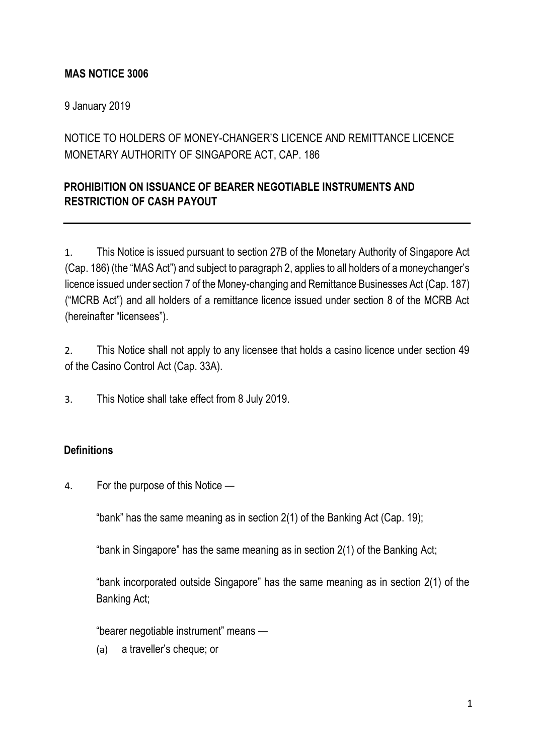**MAS NOTICE 3006**

9 January 2019

NOTICE TO HOLDERS OF MONEY-CHANGER'S LICENCE AND REMITTANCE LICENCE
MONETARY AUTHORITY OF SINGAPORE ACT, CAP. 186

**PROHIBITION ON ISSUANCE OF BEARER NEGOTIABLE INSTRUMENTS AND RESTRICTION OF CASH PAYOUT**

---

1. This Notice is issued pursuant to section 27B of the Monetary Authority of Singapore Act (Cap. 186) (the "MAS Act") and subject to paragraph 2, applies to all holders of a moneychanger's licence issued under section 7 of the Money-changing and Remittance Businesses Act (Cap. 187) ("MCRB Act") and all holders of a remittance licence issued under section 8 of the MCRB Act (hereinafter "licensees").

2. This Notice shall not apply to any licensee that holds a casino licence under section 49 of the Casino Control Act (Cap. 33A).

3. This Notice shall take effect from 8 July 2019.

**Definitions**

4. For the purpose of this Notice —

"bank" has the same meaning as in section 2(1) of the Banking Act (Cap. 19);

"bank in Singapore" has the same meaning as in section 2(1) of the Banking Act;

"bank incorporated outside Singapore" has the same meaning as in section 2(1) of the Banking Act;

"bearer negotiable instrument" means —

(a) a traveller's cheque; or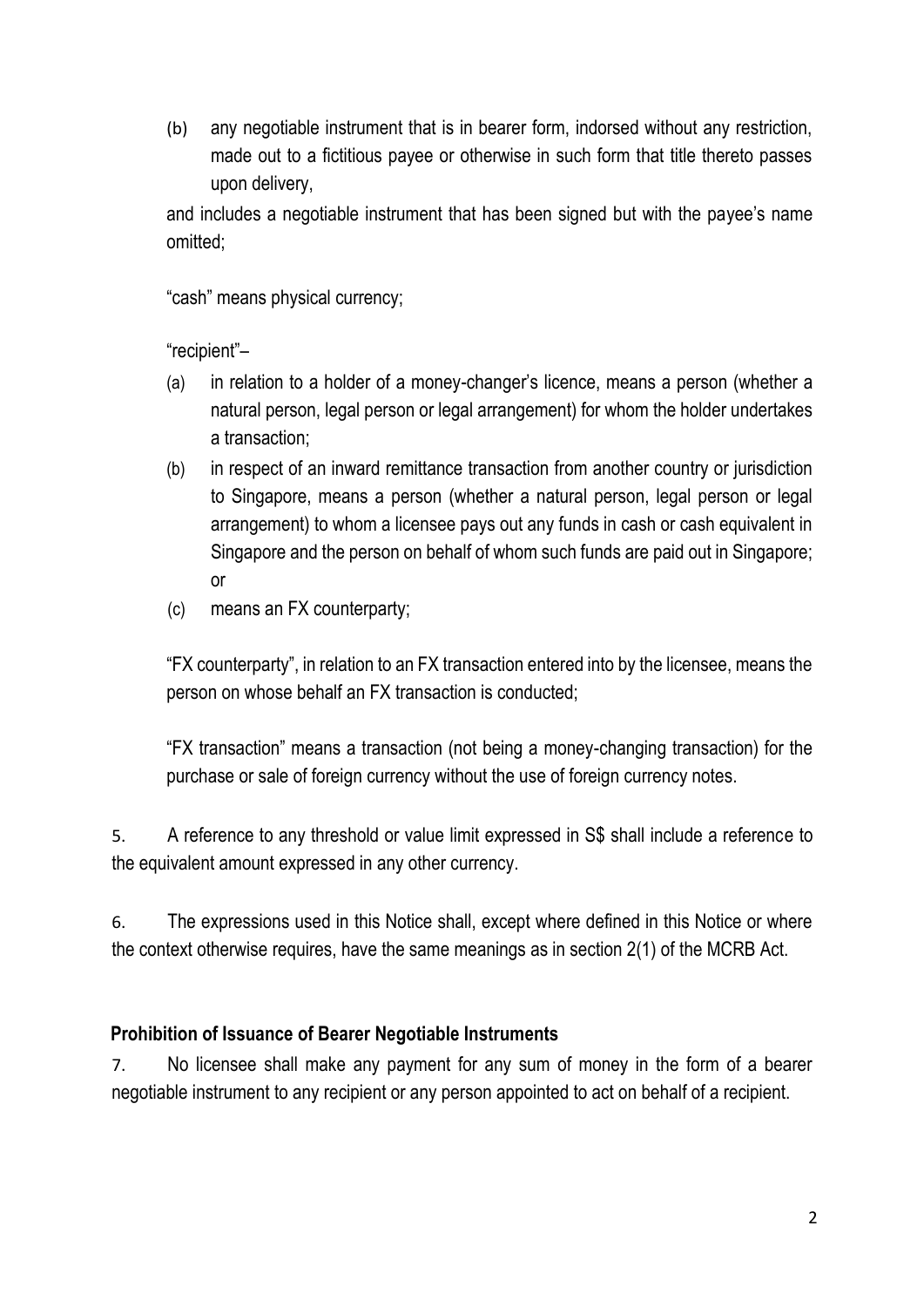(b) any negotiable instrument that is in bearer form, indorsed without any restriction, made out to a fictitious payee or otherwise in such form that title thereto passes upon delivery,

and includes a negotiable instrument that has been signed but with the payee's name omitted;

"cash" means physical currency;

"recipient"–

(a) in relation to a holder of a money-changer's licence, means a person (whether a natural person, legal person or legal arrangement) for whom the holder undertakes a transaction;

(b) in respect of an inward remittance transaction from another country or jurisdiction to Singapore, means a person (whether a natural person, legal person or legal arrangement) to whom a licensee pays out any funds in cash or cash equivalent in Singapore and the person on behalf of whom such funds are paid out in Singapore; or

(c) means an FX counterparty;

"FX counterparty", in relation to an FX transaction entered into by the licensee, means the person on whose behalf an FX transaction is conducted;

"FX transaction" means a transaction (not being a money-changing transaction) for the purchase or sale of foreign currency without the use of foreign currency notes.

5. A reference to any threshold or value limit expressed in S$ shall include a reference to the equivalent amount expressed in any other currency.

6. The expressions used in this Notice shall, except where defined in this Notice or where the context otherwise requires, have the same meanings as in section 2(1) of the MCRB Act.

**Prohibition of Issuance of Bearer Negotiable Instruments**

7. No licensee shall make any payment for any sum of money in the form of a bearer negotiable instrument to any recipient or any person appointed to act on behalf of a recipient.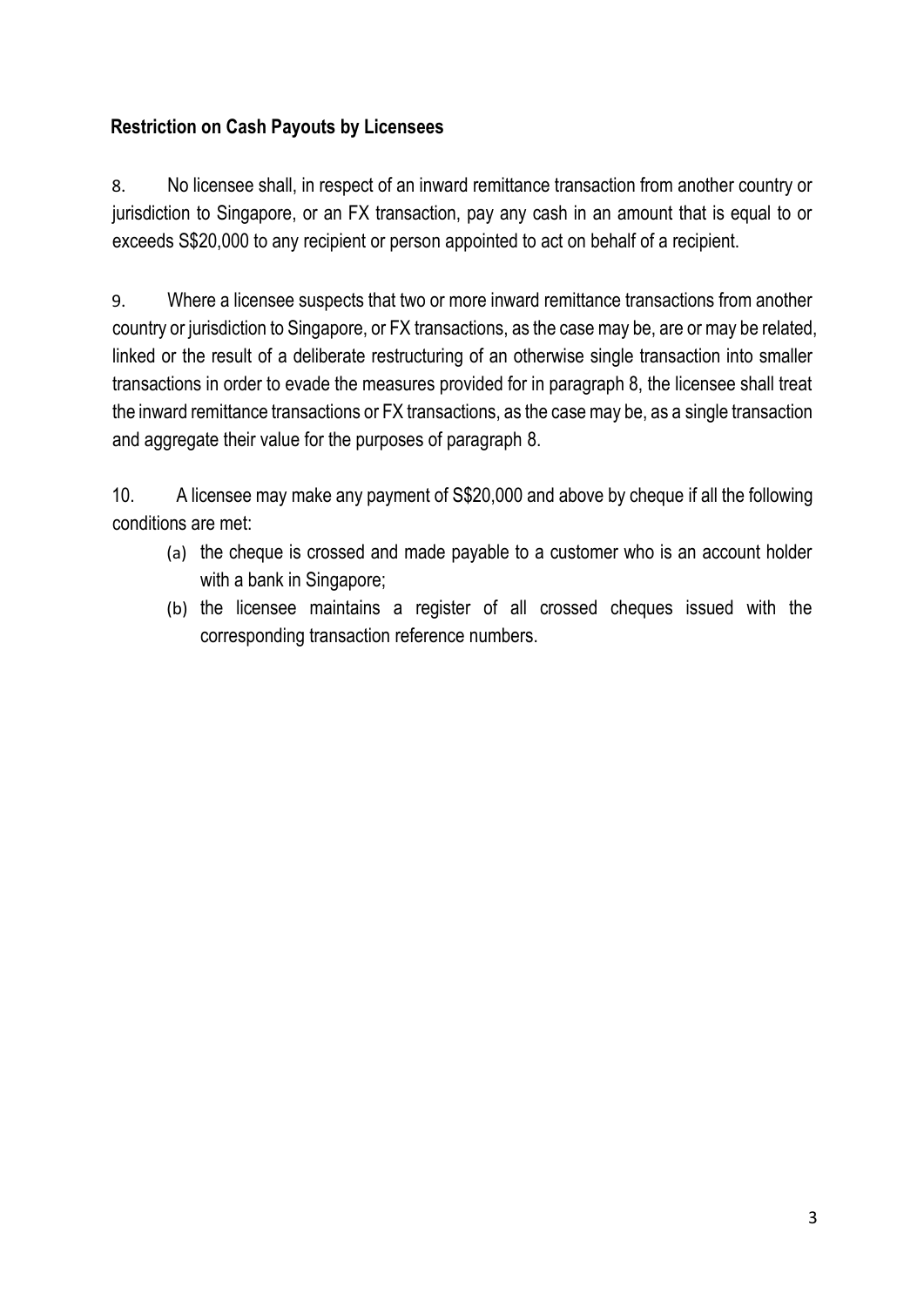**Restriction on Cash Payouts by Licensees**

8. No licensee shall, in respect of an inward remittance transaction from another country or jurisdiction to Singapore, or an FX transaction, pay any cash in an amount that is equal to or exceeds S$20,000 to any recipient or person appointed to act on behalf of a recipient.

9. Where a licensee suspects that two or more inward remittance transactions from another country or jurisdiction to Singapore, or FX transactions, as the case may be, are or may be related, linked or the result of a deliberate restructuring of an otherwise single transaction into smaller transactions in order to evade the measures provided for in paragraph 8, the licensee shall treat the inward remittance transactions or FX transactions, as the case may be, as a single transaction and aggregate their value for the purposes of paragraph 8.

10. A licensee may make any payment of S$20,000 and above by cheque if all the following conditions are met:

(a) the cheque is crossed and made payable to a customer who is an account holder with a bank in Singapore;

(b) the licensee maintains a register of all crossed cheques issued with the corresponding transaction reference numbers.